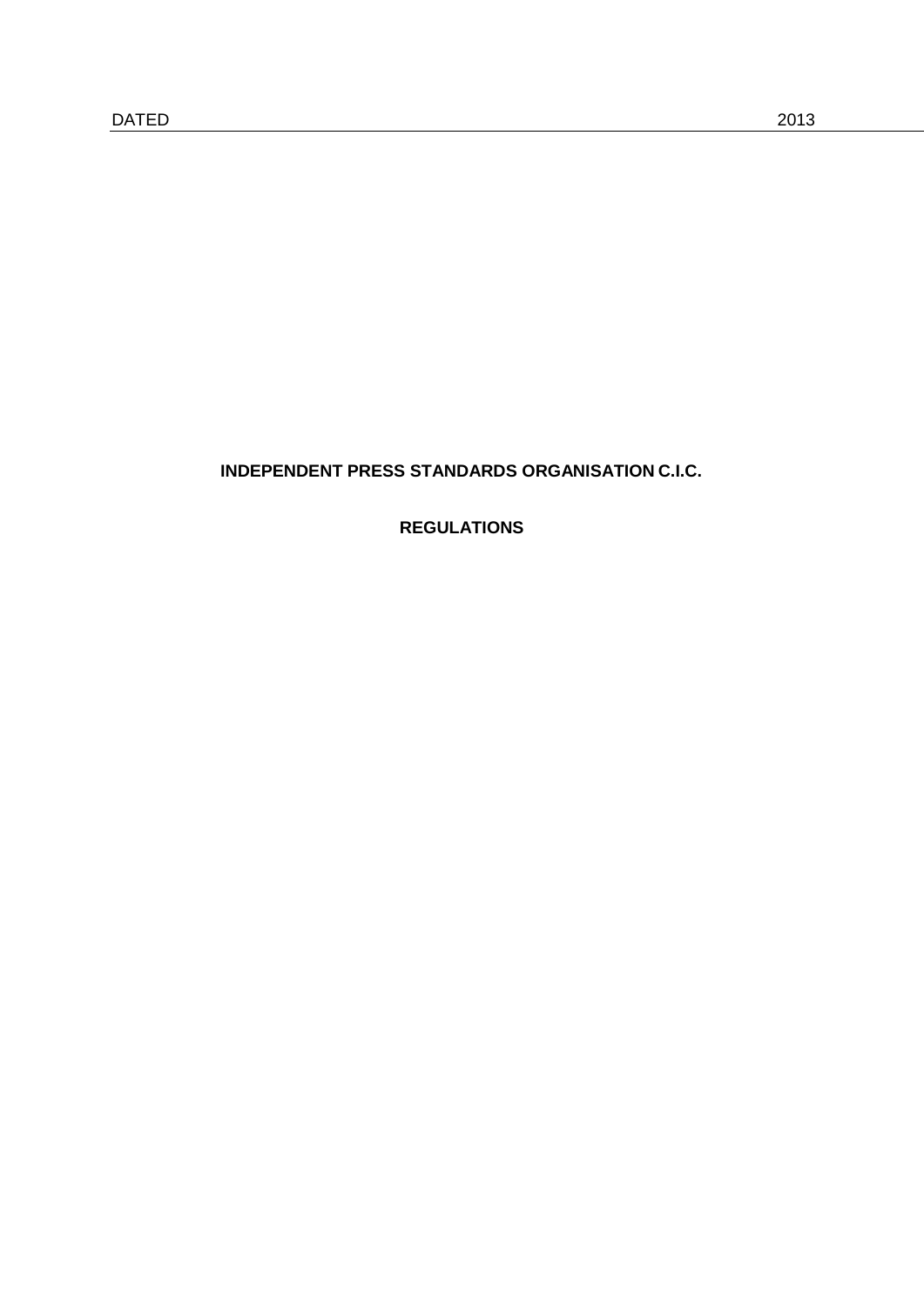DATED 2013

**INDEPENDENT PRESS STANDARDS ORGANISATION C.I.C.**

**REGULATIONS**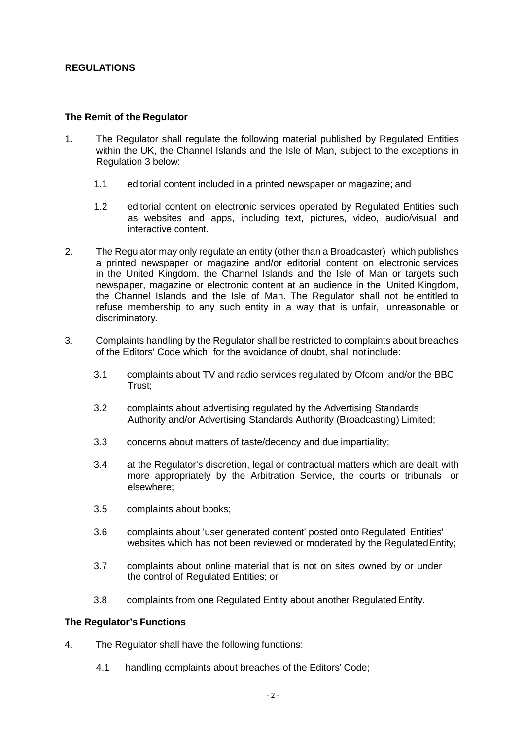## REGULATIONS

---

### The Remit of the Regulator

1. The Regulator shall regulate the following material published by Regulated Entities within the UK, the Channel Islands and the Isle of Man, subject to the exceptions in Regulation 3 below:

   1.1 editorial content included in a printed newspaper or magazine; and

   1.2 editorial content on electronic services operated by Regulated Entities such as websites and apps, including text, pictures, video, audio/visual and interactive content.

2. The Regulator may only regulate an entity (other than a Broadcaster) which publishes a printed newspaper or magazine and/or editorial content on electronic services in the United Kingdom, the Channel Islands and the Isle of Man or targets such newspaper, magazine or electronic content at an audience in the United Kingdom, the Channel Islands and the Isle of Man. The Regulator shall not be entitled to refuse membership to any such entity in a way that is unfair, unreasonable or discriminatory.

3. Complaints handling by the Regulator shall be restricted to complaints about breaches of the Editors' Code which, for the avoidance of doubt, shall not include:

   3.1 complaints about TV and radio services regulated by Ofcom and/or the BBC Trust;

   3.2 complaints about advertising regulated by the Advertising Standards Authority and/or Advertising Standards Authority (Broadcasting) Limited;

   3.3 concerns about matters of taste/decency and due impartiality;

   3.4 at the Regulator's discretion, legal or contractual matters which are dealt with more appropriately by the Arbitration Service, the courts or tribunals or elsewhere;

   3.5 complaints about books;

   3.6 complaints about 'user generated content' posted onto Regulated Entities' websites which has not been reviewed or moderated by the Regulated Entity;

   3.7 complaints about online material that is not on sites owned by or under the control of Regulated Entities; or

   3.8 complaints from one Regulated Entity about another Regulated Entity.

### The Regulator's Functions

4. The Regulator shall have the following functions:

   4.1 handling complaints about breaches of the Editors' Code;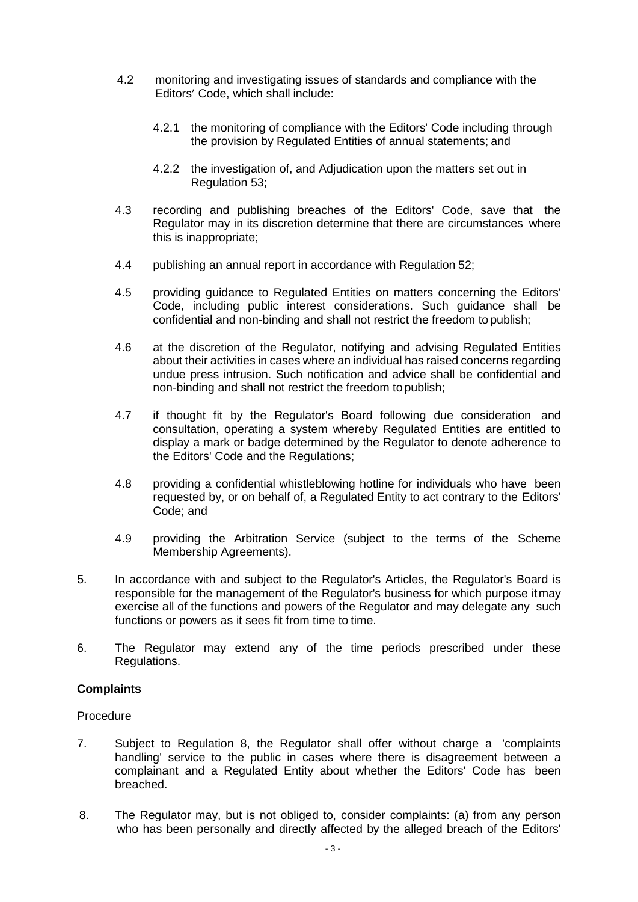4.2 monitoring and investigating issues of standards and compliance with the Editors' Code, which shall include:

   4.2.1 the monitoring of compliance with the Editors' Code including through the provision by Regulated Entities of annual statements; and

   4.2.2 the investigation of, and Adjudication upon the matters set out in Regulation 53;

4.3 recording and publishing breaches of the Editors' Code, save that the Regulator may in its discretion determine that there are circumstances where this is inappropriate;

4.4 publishing an annual report in accordance with Regulation 52;

4.5 providing guidance to Regulated Entities on matters concerning the Editors' Code, including public interest considerations. Such guidance shall be confidential and non-binding and shall not restrict the freedom to publish;

4.6 at the discretion of the Regulator, notifying and advising Regulated Entities about their activities in cases where an individual has raised concerns regarding undue press intrusion. Such notification and advice shall be confidential and non-binding and shall not restrict the freedom to publish;

4.7 if thought fit by the Regulator's Board following due consideration and consultation, operating a system whereby Regulated Entities are entitled to display a mark or badge determined by the Regulator to denote adherence to the Editors' Code and the Regulations;

4.8 providing a confidential whistleblowing hotline for individuals who have been requested by, or on behalf of, a Regulated Entity to act contrary to the Editors' Code; and

4.9 providing the Arbitration Service (subject to the terms of the Scheme Membership Agreements).

5. In accordance with and subject to the Regulator's Articles, the Regulator's Board is responsible for the management of the Regulator's business for which purpose it may exercise all of the functions and powers of the Regulator and may delegate any such functions or powers as it sees fit from time to time.

6. The Regulator may extend any of the time periods prescribed under these Regulations.

**Complaints**

Procedure

7. Subject to Regulation 8, the Regulator shall offer without charge a 'complaints handling' service to the public in cases where there is disagreement between a complainant and a Regulated Entity about whether the Editors' Code has been breached.

8. The Regulator may, but is not obliged to, consider complaints: (a) from any person who has been personally and directly affected by the alleged breach of the Editors'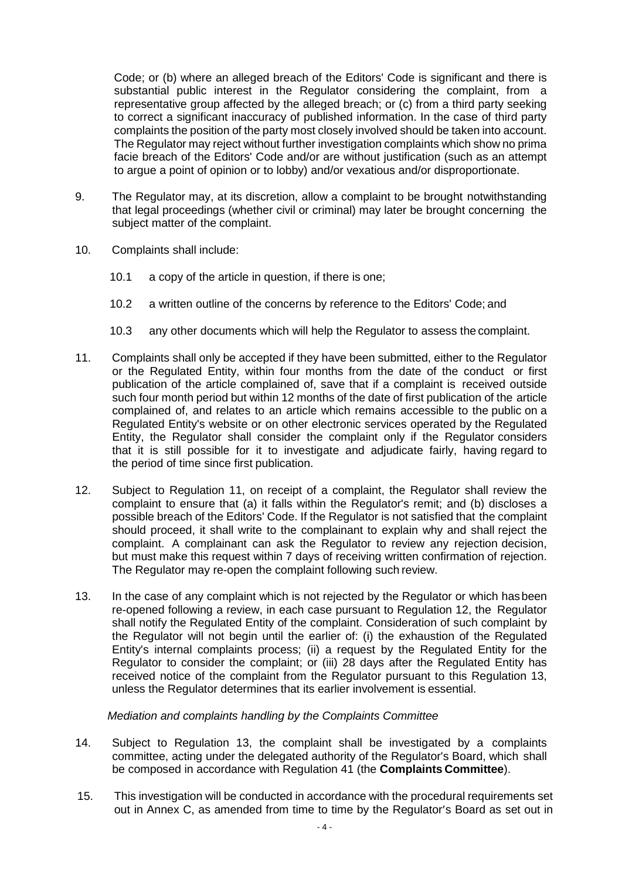Code; or (b) where an alleged breach of the Editors' Code is significant and there is substantial public interest in the Regulator considering the complaint, from a representative group affected by the alleged breach; or (c) from a third party seeking to correct a significant inaccuracy of published information. In the case of third party complaints the position of the party most closely involved should be taken into account. The Regulator may reject without further investigation complaints which show no prima facie breach of the Editors' Code and/or are without justification (such as an attempt to argue a point of opinion or to lobby) and/or vexatious and/or disproportionate.

9. The Regulator may, at its discretion, allow a complaint to be brought notwithstanding that legal proceedings (whether civil or criminal) may later be brought concerning the subject matter of the complaint.

10. Complaints shall include:

    10.1 a copy of the article in question, if there is one;

    10.2 a written outline of the concerns by reference to the Editors' Code; and

    10.3 any other documents which will help the Regulator to assess the complaint.

11. Complaints shall only be accepted if they have been submitted, either to the Regulator or the Regulated Entity, within four months from the date of the conduct or first publication of the article complained of, save that if a complaint is received outside such four month period but within 12 months of the date of first publication of the article complained of, and relates to an article which remains accessible to the public on a Regulated Entity's website or on other electronic services operated by the Regulated Entity, the Regulator shall consider the complaint only if the Regulator considers that it is still possible for it to investigate and adjudicate fairly, having regard to the period of time since first publication.

12. Subject to Regulation 11, on receipt of a complaint, the Regulator shall review the complaint to ensure that (a) it falls within the Regulator's remit; and (b) discloses a possible breach of the Editors' Code. If the Regulator is not satisfied that the complaint should proceed, it shall write to the complainant to explain why and shall reject the complaint. A complainant can ask the Regulator to review any rejection decision, but must make this request within 7 days of receiving written confirmation of rejection. The Regulator may re-open the complaint following such review.

13. In the case of any complaint which is not rejected by the Regulator or which has been re-opened following a review, in each case pursuant to Regulation 12, the Regulator shall notify the Regulated Entity of the complaint. Consideration of such complaint by the Regulator will not begin until the earlier of: (i) the exhaustion of the Regulated Entity's internal complaints process; (ii) a request by the Regulated Entity for the Regulator to consider the complaint; or (iii) 28 days after the Regulated Entity has received notice of the complaint from the Regulator pursuant to this Regulation 13, unless the Regulator determines that its earlier involvement is essential.

*Mediation and complaints handling by the Complaints Committee*

14. Subject to Regulation 13, the complaint shall be investigated by a complaints committee, acting under the delegated authority of the Regulator's Board, which shall be composed in accordance with Regulation 41 (the **Complaints Committee**).

15. This investigation will be conducted in accordance with the procedural requirements set out in Annex C, as amended from time to time by the Regulator's Board as set out in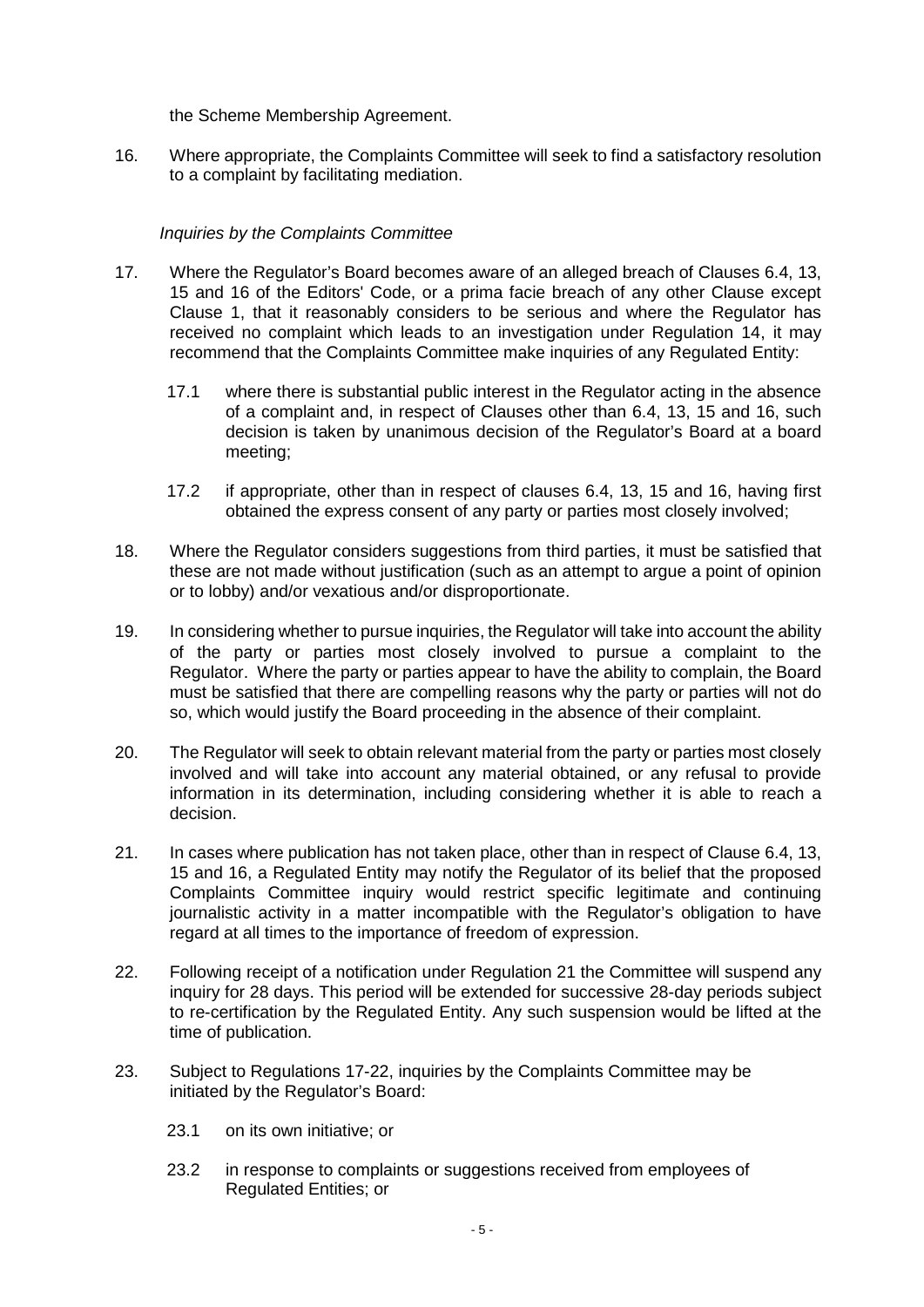the Scheme Membership Agreement.

16. Where appropriate, the Complaints Committee will seek to find a satisfactory resolution to a complaint by facilitating mediation.

*Inquiries by the Complaints Committee*

17. Where the Regulator's Board becomes aware of an alleged breach of Clauses 6.4, 13, 15 and 16 of the Editors' Code, or a prima facie breach of any other Clause except Clause 1, that it reasonably considers to be serious and where the Regulator has received no complaint which leads to an investigation under Regulation 14, it may recommend that the Complaints Committee make inquiries of any Regulated Entity:

    17.1 where there is substantial public interest in the Regulator acting in the absence of a complaint and, in respect of Clauses other than 6.4, 13, 15 and 16, such decision is taken by unanimous decision of the Regulator's Board at a board meeting;

    17.2 if appropriate, other than in respect of clauses 6.4, 13, 15 and 16, having first obtained the express consent of any party or parties most closely involved;

18. Where the Regulator considers suggestions from third parties, it must be satisfied that these are not made without justification (such as an attempt to argue a point of opinion or to lobby) and/or vexatious and/or disproportionate.

19. In considering whether to pursue inquiries, the Regulator will take into account the ability of the party or parties most closely involved to pursue a complaint to the Regulator. Where the party or parties appear to have the ability to complain, the Board must be satisfied that there are compelling reasons why the party or parties will not do so, which would justify the Board proceeding in the absence of their complaint.

20. The Regulator will seek to obtain relevant material from the party or parties most closely involved and will take into account any material obtained, or any refusal to provide information in its determination, including considering whether it is able to reach a decision.

21. In cases where publication has not taken place, other than in respect of Clause 6.4, 13, 15 and 16, a Regulated Entity may notify the Regulator of its belief that the proposed Complaints Committee inquiry would restrict specific legitimate and continuing journalistic activity in a matter incompatible with the Regulator's obligation to have regard at all times to the importance of freedom of expression.

22. Following receipt of a notification under Regulation 21 the Committee will suspend any inquiry for 28 days. This period will be extended for successive 28-day periods subject to re-certification by the Regulated Entity. Any such suspension would be lifted at the time of publication.

23. Subject to Regulations 17-22, inquiries by the Complaints Committee may be initiated by the Regulator's Board:

    23.1 on its own initiative; or

    23.2 in response to complaints or suggestions received from employees of Regulated Entities; or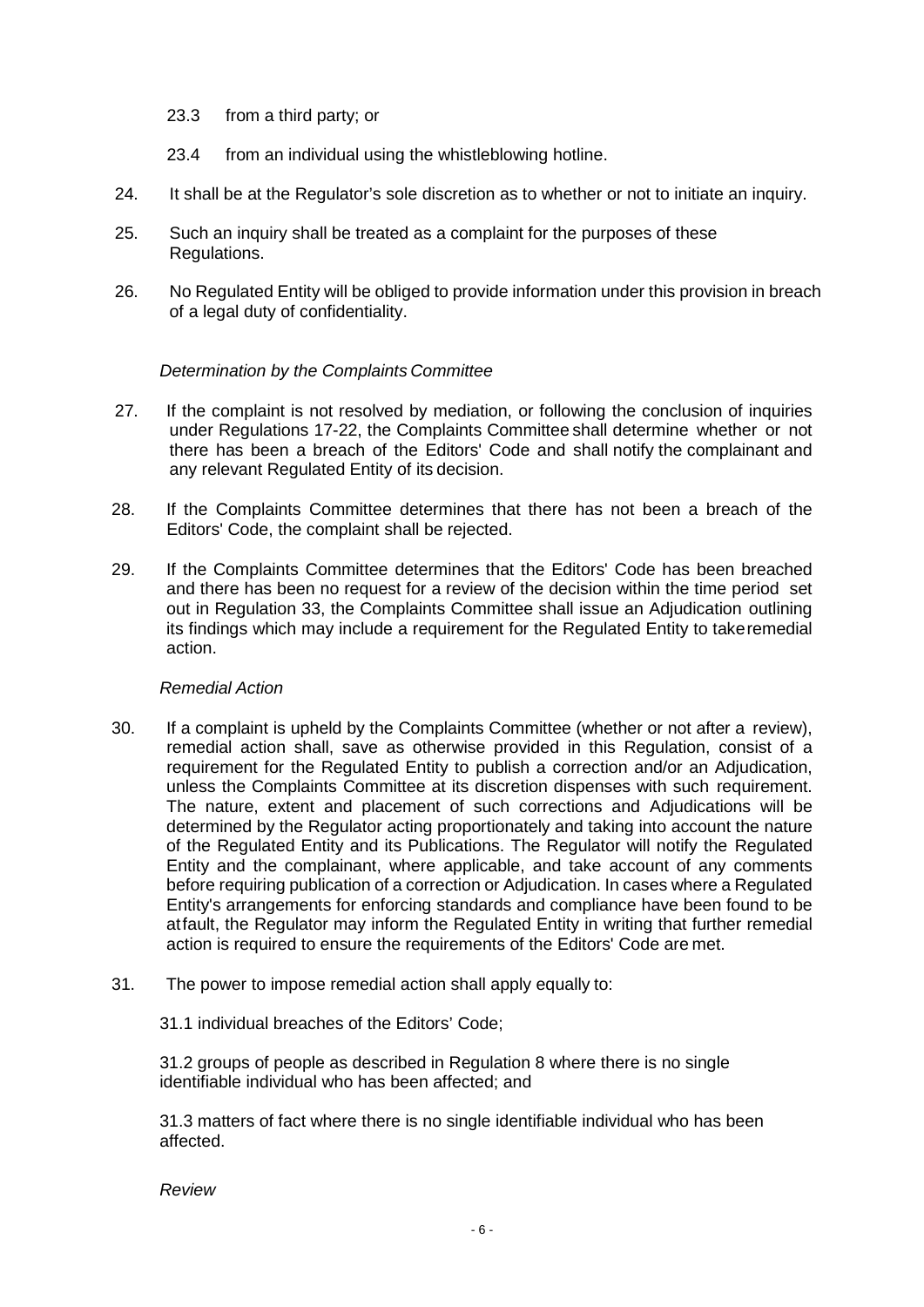23.3 from a third party; or

23.4 from an individual using the whistleblowing hotline.

24. It shall be at the Regulator's sole discretion as to whether or not to initiate an inquiry.

25. Such an inquiry shall be treated as a complaint for the purposes of these Regulations.

26. No Regulated Entity will be obliged to provide information under this provision in breach of a legal duty of confidentiality.

*Determination by the Complaints Committee*

27. If the complaint is not resolved by mediation, or following the conclusion of inquiries under Regulations 17-22, the Complaints Committee shall determine whether or not there has been a breach of the Editors' Code and shall notify the complainant and any relevant Regulated Entity of its decision.

28. If the Complaints Committee determines that there has not been a breach of the Editors' Code, the complaint shall be rejected.

29. If the Complaints Committee determines that the Editors' Code has been breached and there has been no request for a review of the decision within the time period set out in Regulation 33, the Complaints Committee shall issue an Adjudication outlining its findings which may include a requirement for the Regulated Entity to take remedial action.

*Remedial Action*

30. If a complaint is upheld by the Complaints Committee (whether or not after a review), remedial action shall, save as otherwise provided in this Regulation, consist of a requirement for the Regulated Entity to publish a correction and/or an Adjudication, unless the Complaints Committee at its discretion dispenses with such requirement. The nature, extent and placement of such corrections and Adjudications will be determined by the Regulator acting proportionately and taking into account the nature of the Regulated Entity and its Publications. The Regulator will notify the Regulated Entity and the complainant, where applicable, and take account of any comments before requiring publication of a correction or Adjudication. In cases where a Regulated Entity's arrangements for enforcing standards and compliance have been found to be at fault, the Regulator may inform the Regulated Entity in writing that further remedial action is required to ensure the requirements of the Editors' Code are met.

31. The power to impose remedial action shall apply equally to:

31.1 individual breaches of the Editors' Code;

31.2 groups of people as described in Regulation 8 where there is no single identifiable individual who has been affected; and

31.3 matters of fact where there is no single identifiable individual who has been affected.

*Review*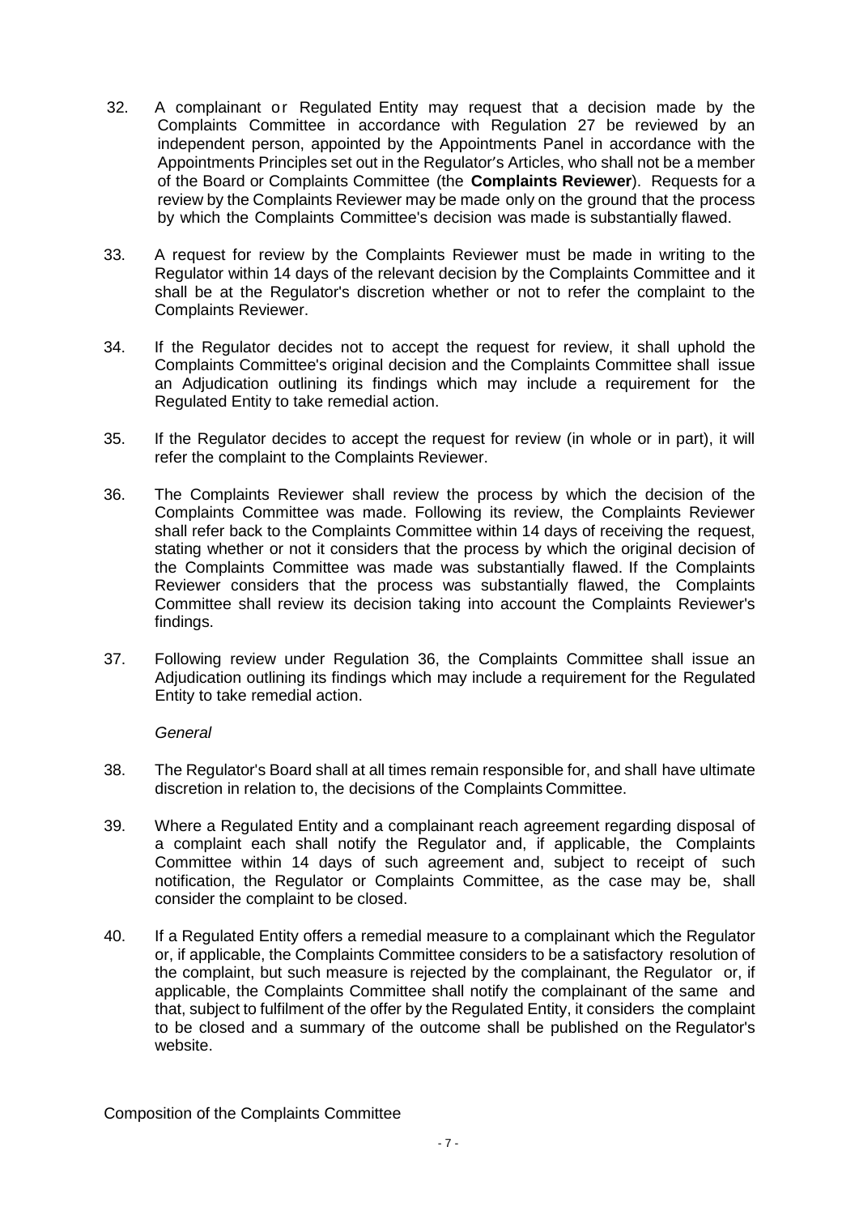32. A complainant or Regulated Entity may request that a decision made by the Complaints Committee in accordance with Regulation 27 be reviewed by an independent person, appointed by the Appointments Panel in accordance with the Appointments Principles set out in the Regulator's Articles, who shall not be a member of the Board or Complaints Committee (the **Complaints Reviewer**). Requests for a review by the Complaints Reviewer may be made only on the ground that the process by which the Complaints Committee's decision was made is substantially flawed.

33. A request for review by the Complaints Reviewer must be made in writing to the Regulator within 14 days of the relevant decision by the Complaints Committee and it shall be at the Regulator's discretion whether or not to refer the complaint to the Complaints Reviewer.

34. If the Regulator decides not to accept the request for review, it shall uphold the Complaints Committee's original decision and the Complaints Committee shall issue an Adjudication outlining its findings which may include a requirement for the Regulated Entity to take remedial action.

35. If the Regulator decides to accept the request for review (in whole or in part), it will refer the complaint to the Complaints Reviewer.

36. The Complaints Reviewer shall review the process by which the decision of the Complaints Committee was made. Following its review, the Complaints Reviewer shall refer back to the Complaints Committee within 14 days of receiving the request, stating whether or not it considers that the process by which the original decision of the Complaints Committee was made was substantially flawed. If the Complaints Reviewer considers that the process was substantially flawed, the Complaints Committee shall review its decision taking into account the Complaints Reviewer's findings.

37. Following review under Regulation 36, the Complaints Committee shall issue an Adjudication outlining its findings which may include a requirement for the Regulated Entity to take remedial action.

*General*

38. The Regulator's Board shall at all times remain responsible for, and shall have ultimate discretion in relation to, the decisions of the Complaints Committee.

39. Where a Regulated Entity and a complainant reach agreement regarding disposal of a complaint each shall notify the Regulator and, if applicable, the Complaints Committee within 14 days of such agreement and, subject to receipt of such notification, the Regulator or Complaints Committee, as the case may be, shall consider the complaint to be closed.

40. If a Regulated Entity offers a remedial measure to a complainant which the Regulator or, if applicable, the Complaints Committee considers to be a satisfactory resolution of the complaint, but such measure is rejected by the complainant, the Regulator or, if applicable, the Complaints Committee shall notify the complainant of the same and that, subject to fulfilment of the offer by the Regulated Entity, it considers the complaint to be closed and a summary of the outcome shall be published on the Regulator's website.

Composition of the Complaints Committee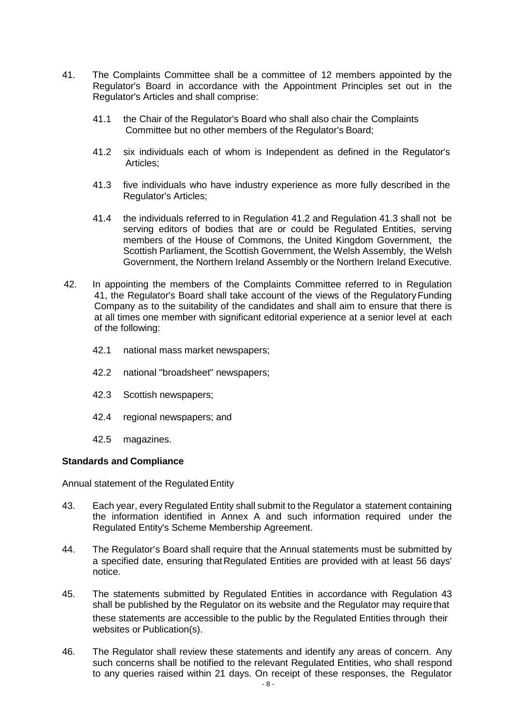41. The Complaints Committee shall be a committee of 12 members appointed by the Regulator's Board in accordance with the Appointment Principles set out in the Regulator's Articles and shall comprise:

    41.1 the Chair of the Regulator's Board who shall also chair the Complaints Committee but no other members of the Regulator's Board;

    41.2 six individuals each of whom is Independent as defined in the Regulator's Articles;

    41.3 five individuals who have industry experience as more fully described in the Regulator's Articles;

    41.4 the individuals referred to in Regulation 41.2 and Regulation 41.3 shall not be serving editors of bodies that are or could be Regulated Entities, serving members of the House of Commons, the United Kingdom Government, the Scottish Parliament, the Scottish Government, the Welsh Assembly, the Welsh Government, the Northern Ireland Assembly or the Northern Ireland Executive.

42. In appointing the members of the Complaints Committee referred to in Regulation 41, the Regulator's Board shall take account of the views of the Regulatory Funding Company as to the suitability of the candidates and shall aim to ensure that there is at all times one member with significant editorial experience at a senior level at each of the following:

    42.1 national mass market newspapers;

    42.2 national "broadsheet" newspapers;

    42.3 Scottish newspapers;

    42.4 regional newspapers; and

    42.5 magazines.

**Standards and Compliance**

Annual statement of the Regulated Entity

43. Each year, every Regulated Entity shall submit to the Regulator a statement containing the information identified in Annex A and such information required under the Regulated Entity's Scheme Membership Agreement.

44. The Regulator's Board shall require that the Annual statements must be submitted by a specified date, ensuring that Regulated Entities are provided with at least 56 days' notice.

45. The statements submitted by Regulated Entities in accordance with Regulation 43 shall be published by the Regulator on its website and the Regulator may require that these statements are accessible to the public by the Regulated Entities through their websites or Publication(s).

46. The Regulator shall review these statements and identify any areas of concern. Any such concerns shall be notified to the relevant Regulated Entities, who shall respond to any queries raised within 21 days. On receipt of these responses, the Regulator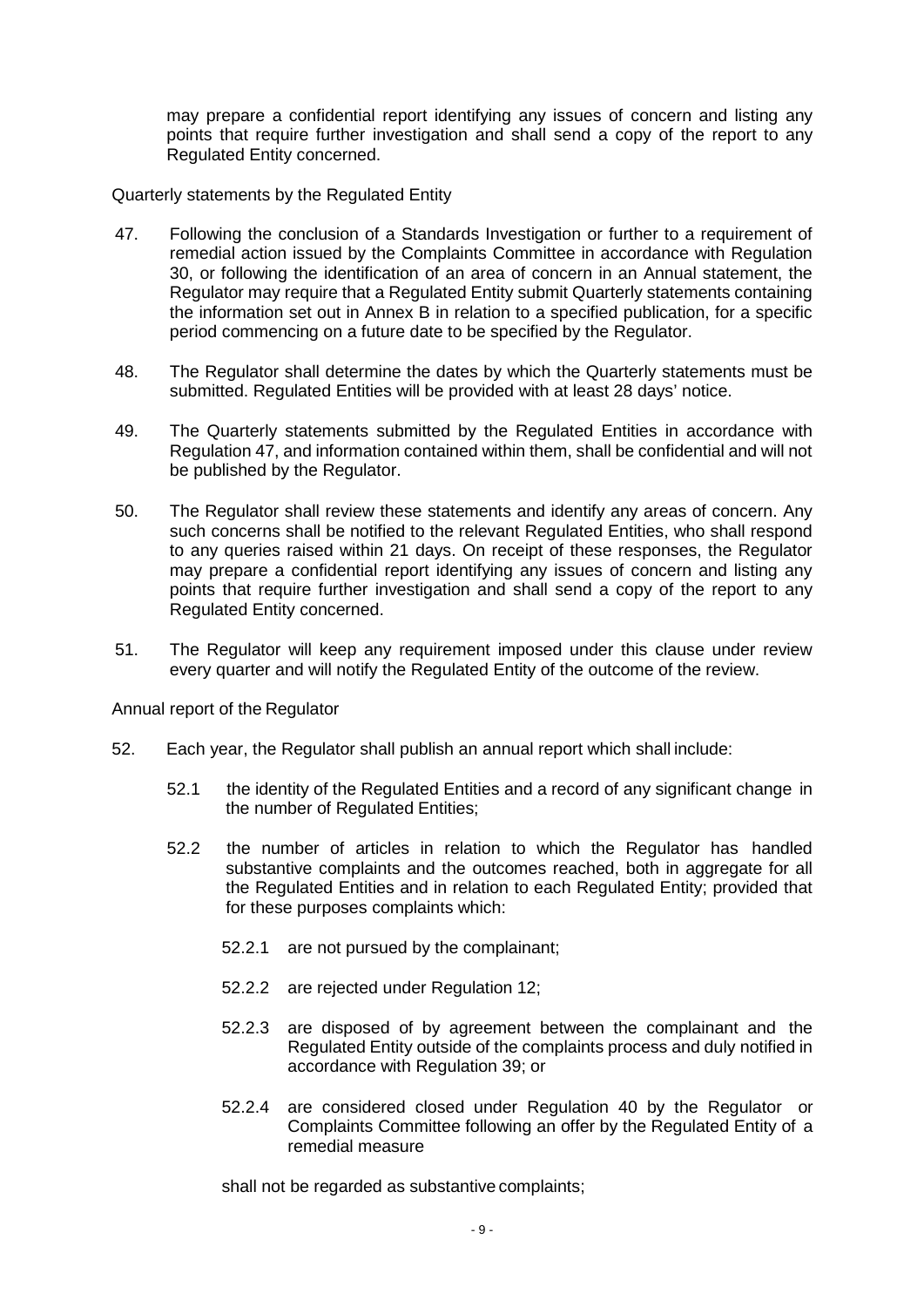may prepare a confidential report identifying any issues of concern and listing any points that require further investigation and shall send a copy of the report to any Regulated Entity concerned.

Quarterly statements by the Regulated Entity

47. Following the conclusion of a Standards Investigation or further to a requirement of remedial action issued by the Complaints Committee in accordance with Regulation 30, or following the identification of an area of concern in an Annual statement, the Regulator may require that a Regulated Entity submit Quarterly statements containing the information set out in Annex B in relation to a specified publication, for a specific period commencing on a future date to be specified by the Regulator.

48. The Regulator shall determine the dates by which the Quarterly statements must be submitted. Regulated Entities will be provided with at least 28 days' notice.

49. The Quarterly statements submitted by the Regulated Entities in accordance with Regulation 47, and information contained within them, shall be confidential and will not be published by the Regulator.

50. The Regulator shall review these statements and identify any areas of concern. Any such concerns shall be notified to the relevant Regulated Entities, who shall respond to any queries raised within 21 days. On receipt of these responses, the Regulator may prepare a confidential report identifying any issues of concern and listing any points that require further investigation and shall send a copy of the report to any Regulated Entity concerned.

51. The Regulator will keep any requirement imposed under this clause under review every quarter and will notify the Regulated Entity of the outcome of the review.

Annual report of the Regulator

52. Each year, the Regulator shall publish an annual report which shall include:

  52.1 the identity of the Regulated Entities and a record of any significant change in the number of Regulated Entities;

  52.2 the number of articles in relation to which the Regulator has handled substantive complaints and the outcomes reached, both in aggregate for all the Regulated Entities and in relation to each Regulated Entity; provided that for these purposes complaints which:

    52.2.1 are not pursued by the complainant;

    52.2.2 are rejected under Regulation 12;

    52.2.3 are disposed of by agreement between the complainant and the Regulated Entity outside of the complaints process and duly notified in accordance with Regulation 39; or

    52.2.4 are considered closed under Regulation 40 by the Regulator or Complaints Committee following an offer by the Regulated Entity of a remedial measure

  shall not be regarded as substantive complaints;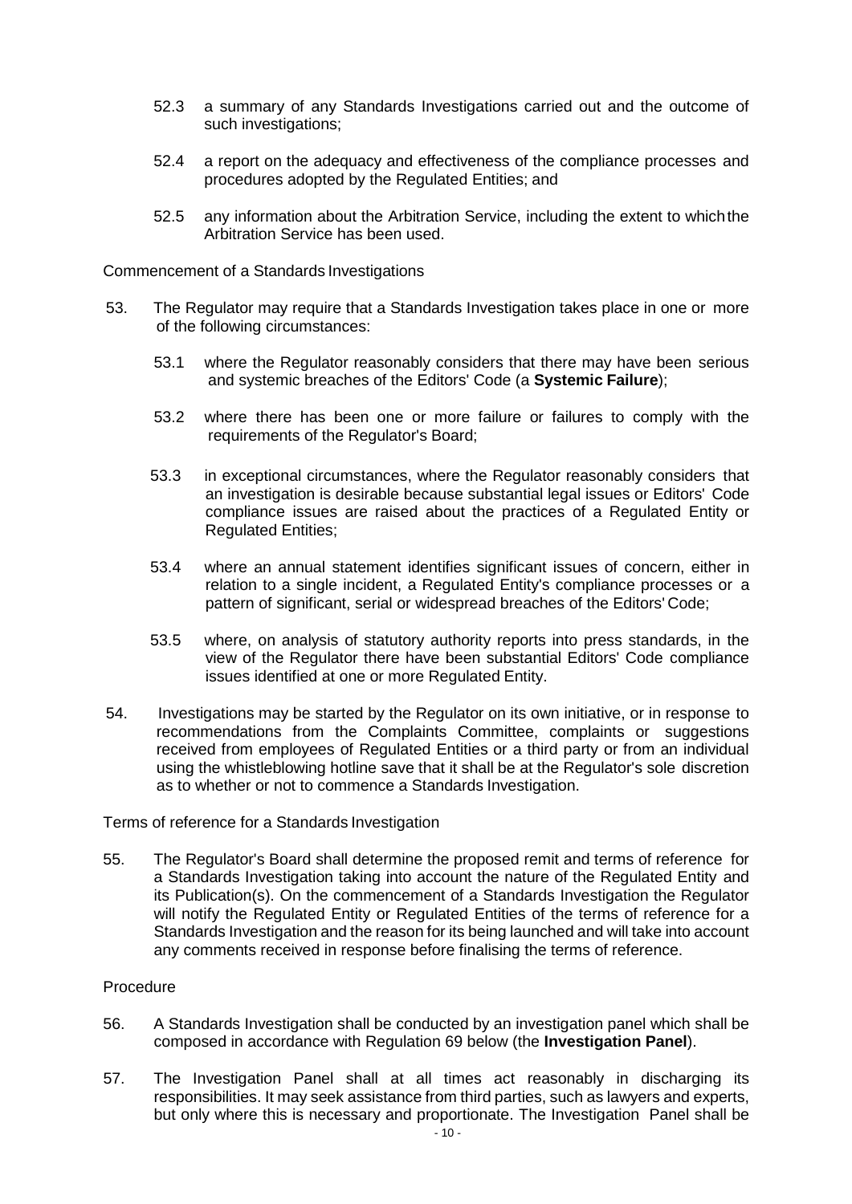52.3 a summary of any Standards Investigations carried out and the outcome of such investigations;

52.4 a report on the adequacy and effectiveness of the compliance processes and procedures adopted by the Regulated Entities; and

52.5 any information about the Arbitration Service, including the extent to which the Arbitration Service has been used.

Commencement of a Standards Investigations

53. The Regulator may require that a Standards Investigation takes place in one or more of the following circumstances:

53.1 where the Regulator reasonably considers that there may have been serious and systemic breaches of the Editors' Code (a **Systemic Failure**);

53.2 where there has been one or more failure or failures to comply with the requirements of the Regulator's Board;

53.3 in exceptional circumstances, where the Regulator reasonably considers that an investigation is desirable because substantial legal issues or Editors' Code compliance issues are raised about the practices of a Regulated Entity or Regulated Entities;

53.4 where an annual statement identifies significant issues of concern, either in relation to a single incident, a Regulated Entity's compliance processes or a pattern of significant, serial or widespread breaches of the Editors' Code;

53.5 where, on analysis of statutory authority reports into press standards, in the view of the Regulator there have been substantial Editors' Code compliance issues identified at one or more Regulated Entity.

54. Investigations may be started by the Regulator on its own initiative, or in response to recommendations from the Complaints Committee, complaints or suggestions received from employees of Regulated Entities or a third party or from an individual using the whistleblowing hotline save that it shall be at the Regulator's sole discretion as to whether or not to commence a Standards Investigation.

Terms of reference for a Standards Investigation

55. The Regulator's Board shall determine the proposed remit and terms of reference for a Standards Investigation taking into account the nature of the Regulated Entity and its Publication(s). On the commencement of a Standards Investigation the Regulator will notify the Regulated Entity or Regulated Entities of the terms of reference for a Standards Investigation and the reason for its being launched and will take into account any comments received in response before finalising the terms of reference.

Procedure

56. A Standards Investigation shall be conducted by an investigation panel which shall be composed in accordance with Regulation 69 below (the **Investigation Panel**).

57. The Investigation Panel shall at all times act reasonably in discharging its responsibilities. It may seek assistance from third parties, such as lawyers and experts, but only where this is necessary and proportionate. The Investigation Panel shall be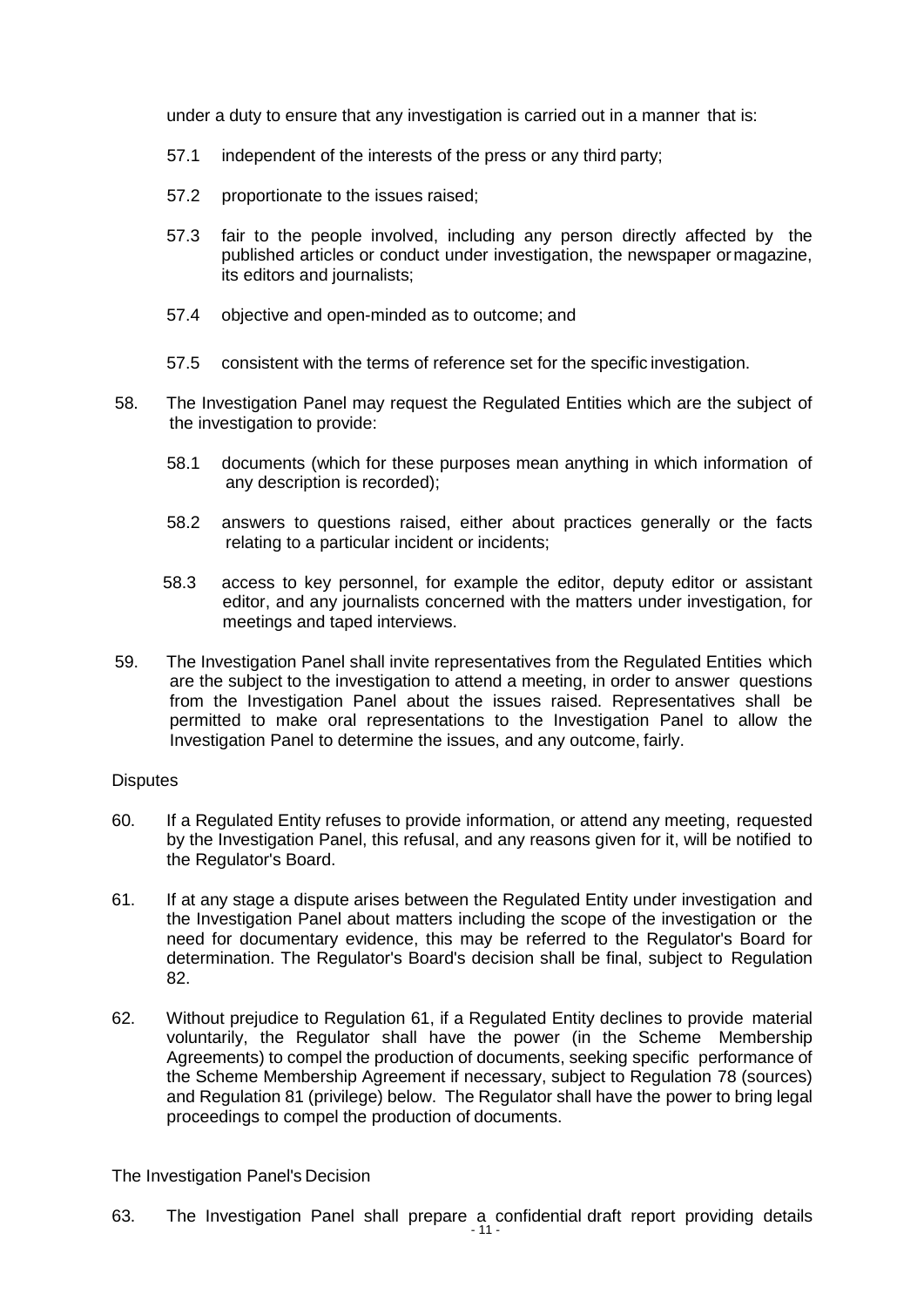under a duty to ensure that any investigation is carried out in a manner that is:

57.1 independent of the interests of the press or any third party;

57.2 proportionate to the issues raised;

57.3 fair to the people involved, including any person directly affected by the published articles or conduct under investigation, the newspaper or magazine, its editors and journalists;

57.4 objective and open-minded as to outcome; and

57.5 consistent with the terms of reference set for the specific investigation.

58. The Investigation Panel may request the Regulated Entities which are the subject of the investigation to provide:

58.1 documents (which for these purposes mean anything in which information of any description is recorded);

58.2 answers to questions raised, either about practices generally or the facts relating to a particular incident or incidents;

58.3 access to key personnel, for example the editor, deputy editor or assistant editor, and any journalists concerned with the matters under investigation, for meetings and taped interviews.

59. The Investigation Panel shall invite representatives from the Regulated Entities which are the subject to the investigation to attend a meeting, in order to answer questions from the Investigation Panel about the issues raised. Representatives shall be permitted to make oral representations to the Investigation Panel to allow the Investigation Panel to determine the issues, and any outcome, fairly.

Disputes

60. If a Regulated Entity refuses to provide information, or attend any meeting, requested by the Investigation Panel, this refusal, and any reasons given for it, will be notified to the Regulator's Board.

61. If at any stage a dispute arises between the Regulated Entity under investigation and the Investigation Panel about matters including the scope of the investigation or the need for documentary evidence, this may be referred to the Regulator's Board for determination. The Regulator's Board's decision shall be final, subject to Regulation 82.

62. Without prejudice to Regulation 61, if a Regulated Entity declines to provide material voluntarily, the Regulator shall have the power (in the Scheme Membership Agreements) to compel the production of documents, seeking specific performance of the Scheme Membership Agreement if necessary, subject to Regulation 78 (sources) and Regulation 81 (privilege) below. The Regulator shall have the power to bring legal proceedings to compel the production of documents.

The Investigation Panel's Decision

63. The Investigation Panel shall prepare a confidential draft report providing details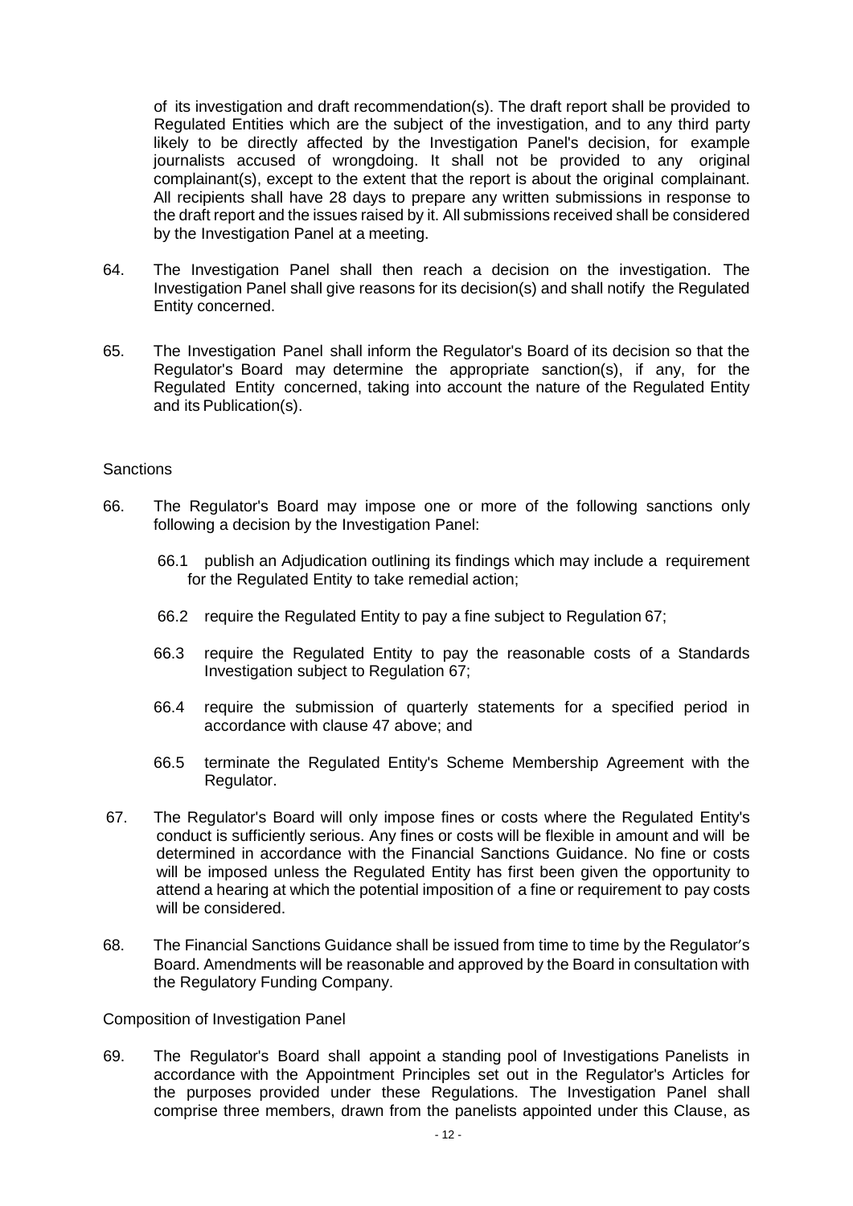of its investigation and draft recommendation(s). The draft report shall be provided to Regulated Entities which are the subject of the investigation, and to any third party likely to be directly affected by the Investigation Panel's decision, for example journalists accused of wrongdoing. It shall not be provided to any original complainant(s), except to the extent that the report is about the original complainant. All recipients shall have 28 days to prepare any written submissions in response to the draft report and the issues raised by it. All submissions received shall be considered by the Investigation Panel at a meeting.

64. The Investigation Panel shall then reach a decision on the investigation. The Investigation Panel shall give reasons for its decision(s) and shall notify the Regulated Entity concerned.

65. The Investigation Panel shall inform the Regulator's Board of its decision so that the Regulator's Board may determine the appropriate sanction(s), if any, for the Regulated Entity concerned, taking into account the nature of the Regulated Entity and its Publication(s).

Sanctions

66. The Regulator's Board may impose one or more of the following sanctions only following a decision by the Investigation Panel:

    66.1 publish an Adjudication outlining its findings which may include a requirement for the Regulated Entity to take remedial action;

    66.2 require the Regulated Entity to pay a fine subject to Regulation 67;

    66.3 require the Regulated Entity to pay the reasonable costs of a Standards Investigation subject to Regulation 67;

    66.4 require the submission of quarterly statements for a specified period in accordance with clause 47 above; and

    66.5 terminate the Regulated Entity's Scheme Membership Agreement with the Regulator.

67. The Regulator's Board will only impose fines or costs where the Regulated Entity's conduct is sufficiently serious. Any fines or costs will be flexible in amount and will be determined in accordance with the Financial Sanctions Guidance. No fine or costs will be imposed unless the Regulated Entity has first been given the opportunity to attend a hearing at which the potential imposition of a fine or requirement to pay costs will be considered.

68. The Financial Sanctions Guidance shall be issued from time to time by the Regulator's Board. Amendments will be reasonable and approved by the Board in consultation with the Regulatory Funding Company.

Composition of Investigation Panel

69. The Regulator's Board shall appoint a standing pool of Investigations Panelists in accordance with the Appointment Principles set out in the Regulator's Articles for the purposes provided under these Regulations. The Investigation Panel shall comprise three members, drawn from the panelists appointed under this Clause, as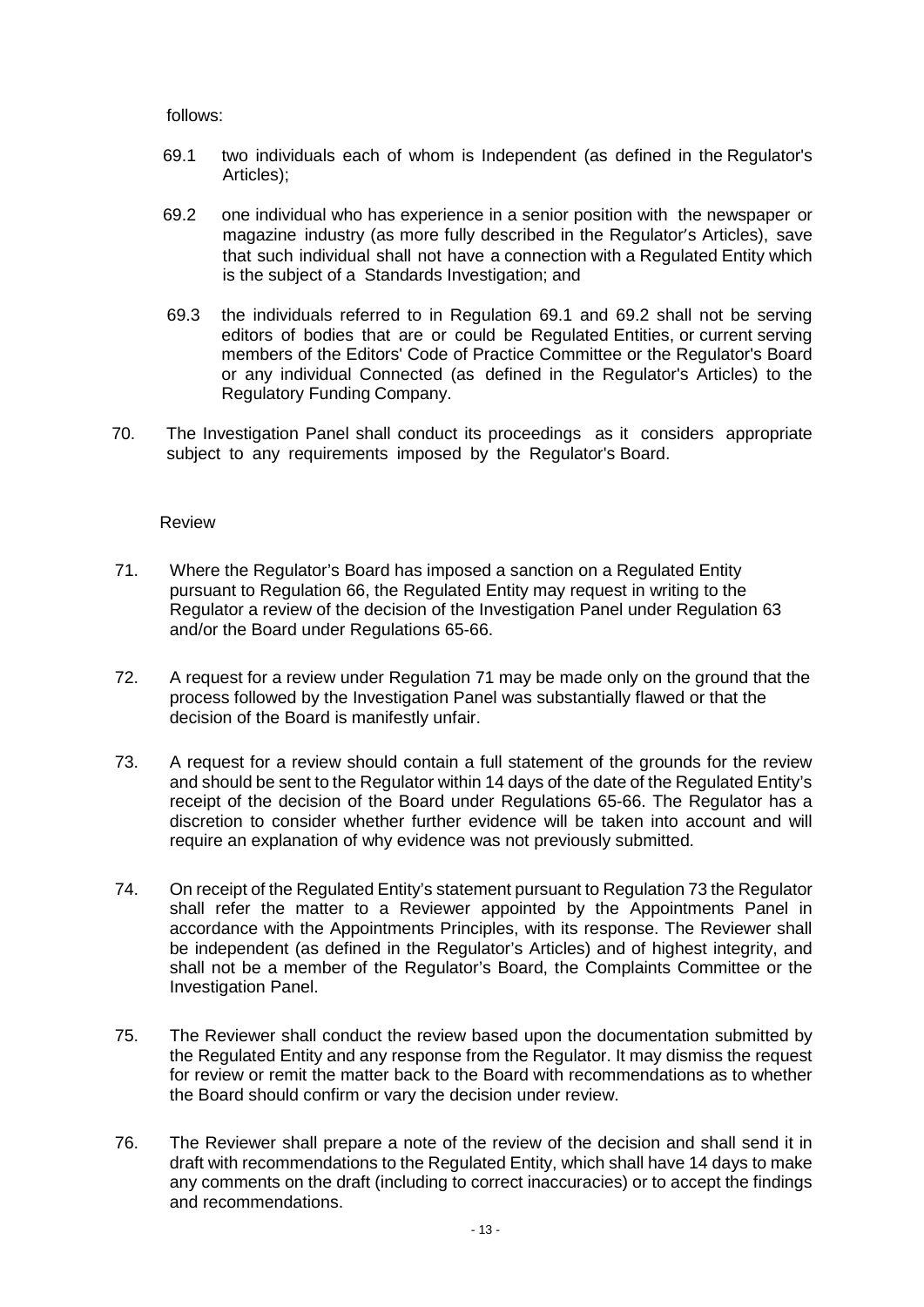follows:

69.1 two individuals each of whom is Independent (as defined in the Regulator's Articles);

69.2 one individual who has experience in a senior position with the newspaper or magazine industry (as more fully described in the Regulator's Articles), save that such individual shall not have a connection with a Regulated Entity which is the subject of a Standards Investigation; and

69.3 the individuals referred to in Regulation 69.1 and 69.2 shall not be serving editors of bodies that are or could be Regulated Entities, or current serving members of the Editors' Code of Practice Committee or the Regulator's Board or any individual Connected (as defined in the Regulator's Articles) to the Regulatory Funding Company.

70. The Investigation Panel shall conduct its proceedings as it considers appropriate subject to any requirements imposed by the Regulator's Board.

Review

71. Where the Regulator's Board has imposed a sanction on a Regulated Entity pursuant to Regulation 66, the Regulated Entity may request in writing to the Regulator a review of the decision of the Investigation Panel under Regulation 63 and/or the Board under Regulations 65-66.

72. A request for a review under Regulation 71 may be made only on the ground that the process followed by the Investigation Panel was substantially flawed or that the decision of the Board is manifestly unfair.

73. A request for a review should contain a full statement of the grounds for the review and should be sent to the Regulator within 14 days of the date of the Regulated Entity's receipt of the decision of the Board under Regulations 65-66. The Regulator has a discretion to consider whether further evidence will be taken into account and will require an explanation of why evidence was not previously submitted.

74. On receipt of the Regulated Entity's statement pursuant to Regulation 73 the Regulator shall refer the matter to a Reviewer appointed by the Appointments Panel in accordance with the Appointments Principles, with its response. The Reviewer shall be independent (as defined in the Regulator's Articles) and of highest integrity, and shall not be a member of the Regulator's Board, the Complaints Committee or the Investigation Panel.

75. The Reviewer shall conduct the review based upon the documentation submitted by the Regulated Entity and any response from the Regulator. It may dismiss the request for review or remit the matter back to the Board with recommendations as to whether the Board should confirm or vary the decision under review.

76. The Reviewer shall prepare a note of the review of the decision and shall send it in draft with recommendations to the Regulated Entity, which shall have 14 days to make any comments on the draft (including to correct inaccuracies) or to accept the findings and recommendations.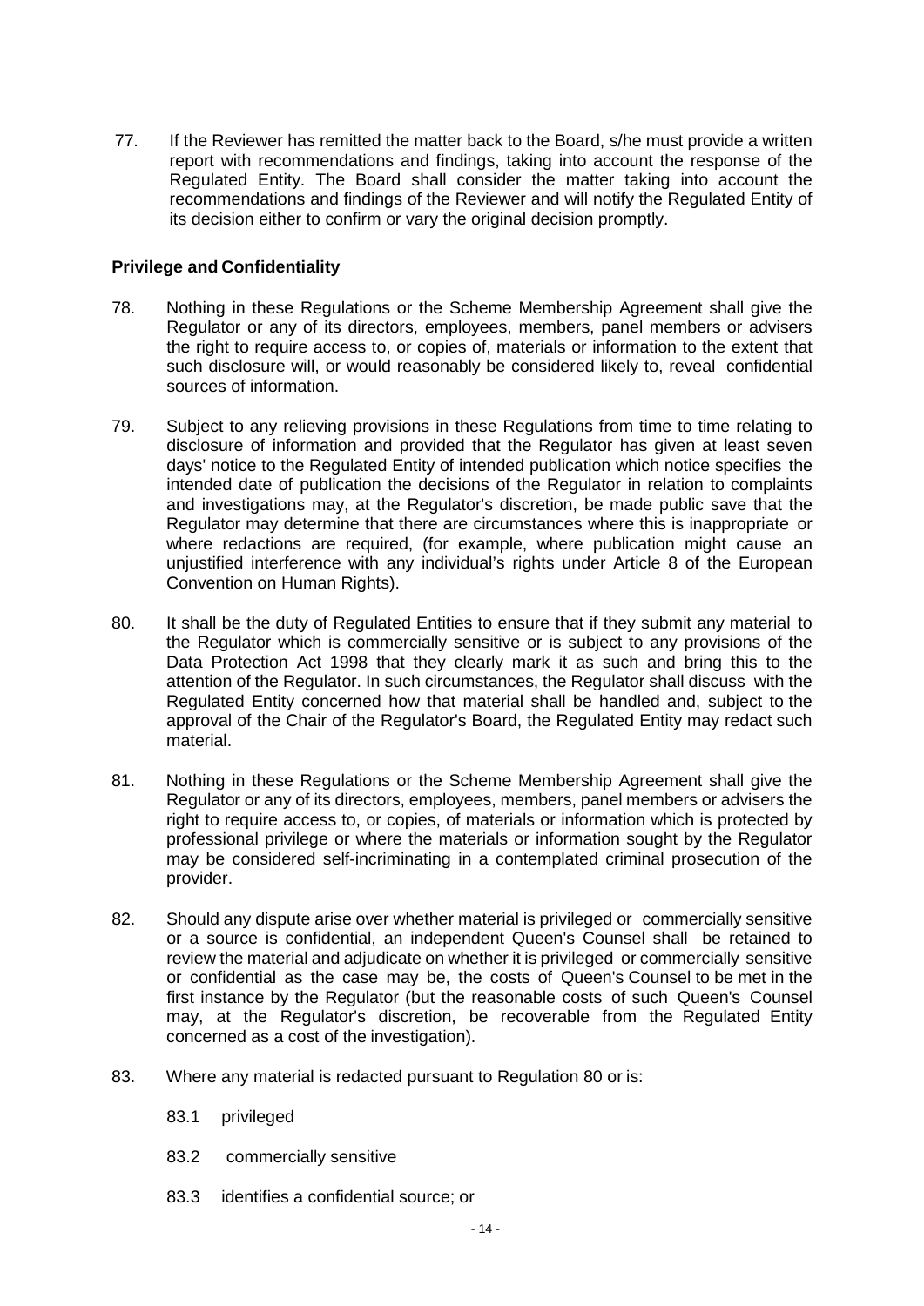77. If the Reviewer has remitted the matter back to the Board, s/he must provide a written report with recommendations and findings, taking into account the response of the Regulated Entity. The Board shall consider the matter taking into account the recommendations and findings of the Reviewer and will notify the Regulated Entity of its decision either to confirm or vary the original decision promptly.

**Privilege and Confidentiality**

78. Nothing in these Regulations or the Scheme Membership Agreement shall give the Regulator or any of its directors, employees, members, panel members or advisers the right to require access to, or copies of, materials or information to the extent that such disclosure will, or would reasonably be considered likely to, reveal confidential sources of information.

79. Subject to any relieving provisions in these Regulations from time to time relating to disclosure of information and provided that the Regulator has given at least seven days' notice to the Regulated Entity of intended publication which notice specifies the intended date of publication the decisions of the Regulator in relation to complaints and investigations may, at the Regulator's discretion, be made public save that the Regulator may determine that there are circumstances where this is inappropriate or where redactions are required, (for example, where publication might cause an unjustified interference with any individual's rights under Article 8 of the European Convention on Human Rights).

80. It shall be the duty of Regulated Entities to ensure that if they submit any material to the Regulator which is commercially sensitive or is subject to any provisions of the Data Protection Act 1998 that they clearly mark it as such and bring this to the attention of the Regulator. In such circumstances, the Regulator shall discuss with the Regulated Entity concerned how that material shall be handled and, subject to the approval of the Chair of the Regulator's Board, the Regulated Entity may redact such material.

81. Nothing in these Regulations or the Scheme Membership Agreement shall give the Regulator or any of its directors, employees, members, panel members or advisers the right to require access to, or copies, of materials or information which is protected by professional privilege or where the materials or information sought by the Regulator may be considered self-incriminating in a contemplated criminal prosecution of the provider.

82. Should any dispute arise over whether material is privileged or commercially sensitive or a source is confidential, an independent Queen's Counsel shall be retained to review the material and adjudicate on whether it is privileged or commercially sensitive or confidential as the case may be, the costs of Queen's Counsel to be met in the first instance by the Regulator (but the reasonable costs of such Queen's Counsel may, at the Regulator's discretion, be recoverable from the Regulated Entity concerned as a cost of the investigation).

83. Where any material is redacted pursuant to Regulation 80 or is:

    83.1 privileged

    83.2 commercially sensitive

    83.3 identifies a confidential source; or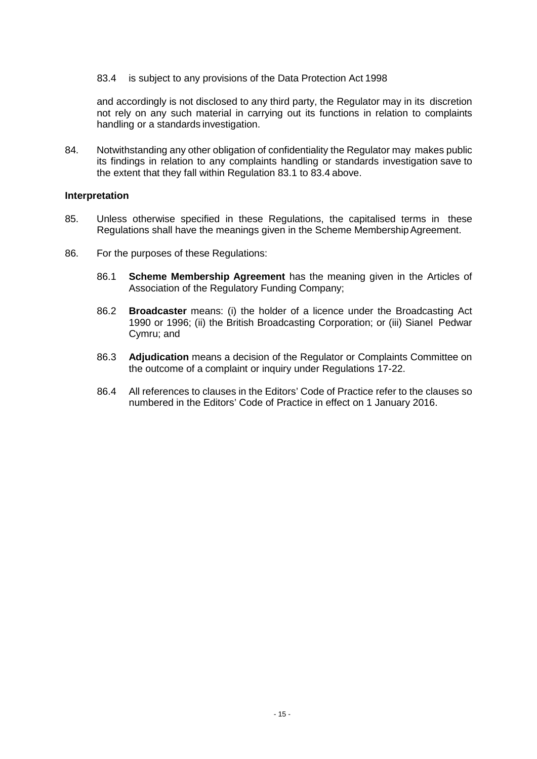83.4 is subject to any provisions of the Data Protection Act 1998

and accordingly is not disclosed to any third party, the Regulator may in its discretion not rely on any such material in carrying out its functions in relation to complaints handling or a standards investigation.

84. Notwithstanding any other obligation of confidentiality the Regulator may makes public its findings in relation to any complaints handling or standards investigation save to the extent that they fall within Regulation 83.1 to 83.4 above.

**Interpretation**

85. Unless otherwise specified in these Regulations, the capitalised terms in these Regulations shall have the meanings given in the Scheme Membership Agreement.

86. For the purposes of these Regulations:

86.1 **Scheme Membership Agreement** has the meaning given in the Articles of Association of the Regulatory Funding Company;

86.2 **Broadcaster** means: (i) the holder of a licence under the Broadcasting Act 1990 or 1996; (ii) the British Broadcasting Corporation; or (iii) Sianel Pedwar Cymru; and

86.3 **Adjudication** means a decision of the Regulator or Complaints Committee on the outcome of a complaint or inquiry under Regulations 17-22.

86.4 All references to clauses in the Editors' Code of Practice refer to the clauses so numbered in the Editors' Code of Practice in effect on 1 January 2016.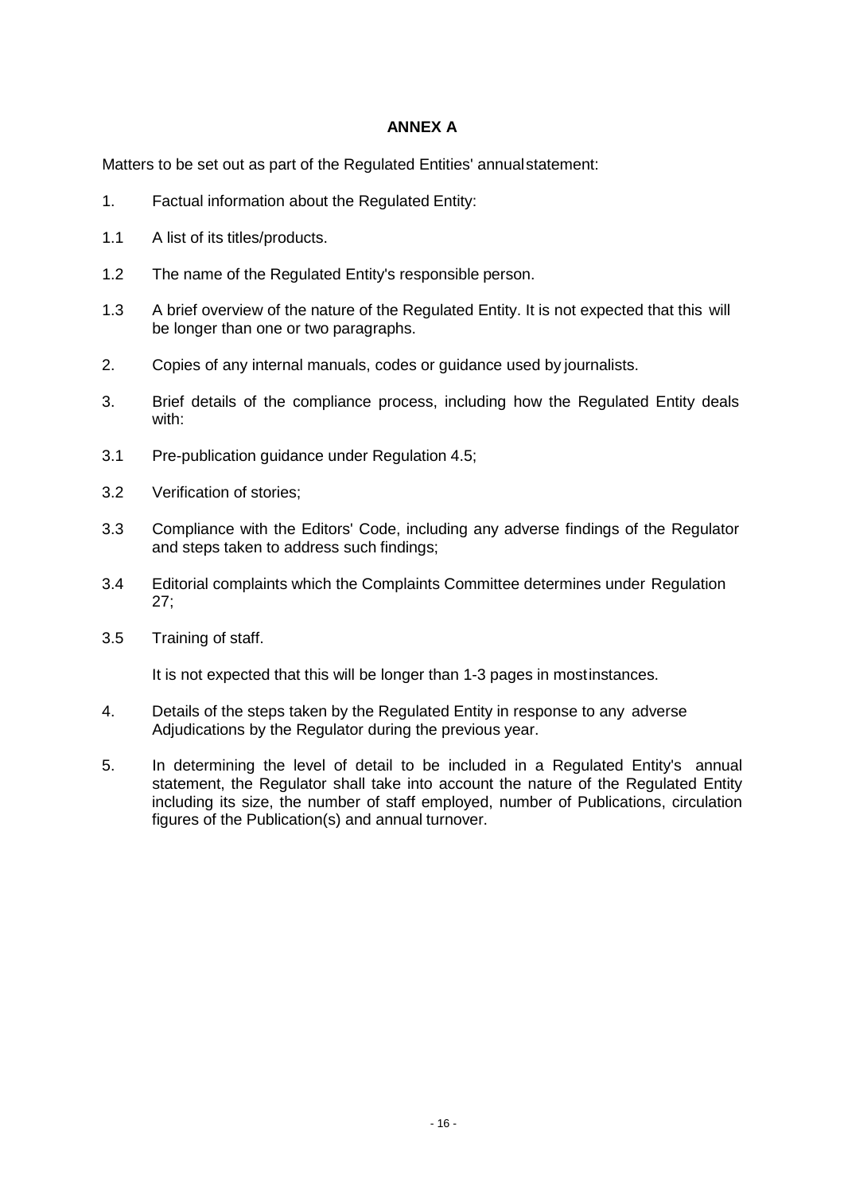## ANNEX A

Matters to be set out as part of the Regulated Entities' annual statement:

1. Factual information about the Regulated Entity:

1.1 A list of its titles/products.

1.2 The name of the Regulated Entity's responsible person.

1.3 A brief overview of the nature of the Regulated Entity. It is not expected that this will be longer than one or two paragraphs.

2. Copies of any internal manuals, codes or guidance used by journalists.

3. Brief details of the compliance process, including how the Regulated Entity deals with:

3.1 Pre-publication guidance under Regulation 4.5;

3.2 Verification of stories;

3.3 Compliance with the Editors' Code, including any adverse findings of the Regulator and steps taken to address such findings;

3.4 Editorial complaints which the Complaints Committee determines under Regulation 27;

3.5 Training of staff.

It is not expected that this will be longer than 1-3 pages in most instances.

4. Details of the steps taken by the Regulated Entity in response to any adverse Adjudications by the Regulator during the previous year.

5. In determining the level of detail to be included in a Regulated Entity's annual statement, the Regulator shall take into account the nature of the Regulated Entity including its size, the number of staff employed, number of Publications, circulation figures of the Publication(s) and annual turnover.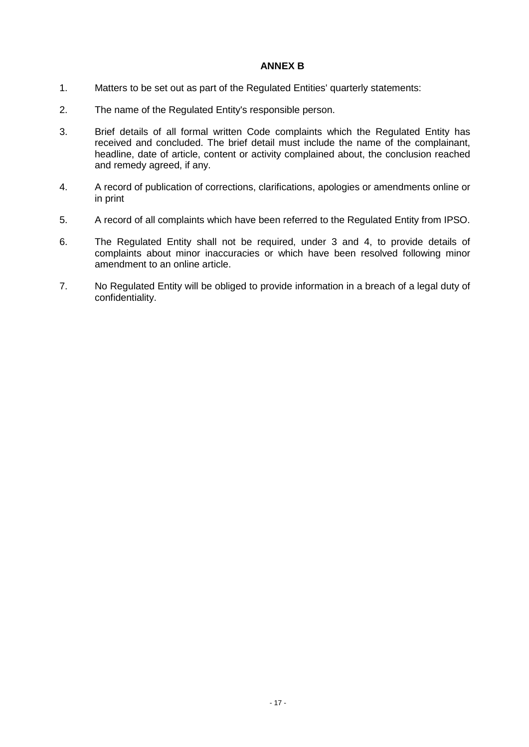**ANNEX B**

1. Matters to be set out as part of the Regulated Entities' quarterly statements:

2. The name of the Regulated Entity's responsible person.

3. Brief details of all formal written Code complaints which the Regulated Entity has received and concluded. The brief detail must include the name of the complainant, headline, date of article, content or activity complained about, the conclusion reached and remedy agreed, if any.

4. A record of publication of corrections, clarifications, apologies or amendments online or in print

5. A record of all complaints which have been referred to the Regulated Entity from IPSO.

6. The Regulated Entity shall not be required, under 3 and 4, to provide details of complaints about minor inaccuracies or which have been resolved following minor amendment to an online article.

7. No Regulated Entity will be obliged to provide information in a breach of a legal duty of confidentiality.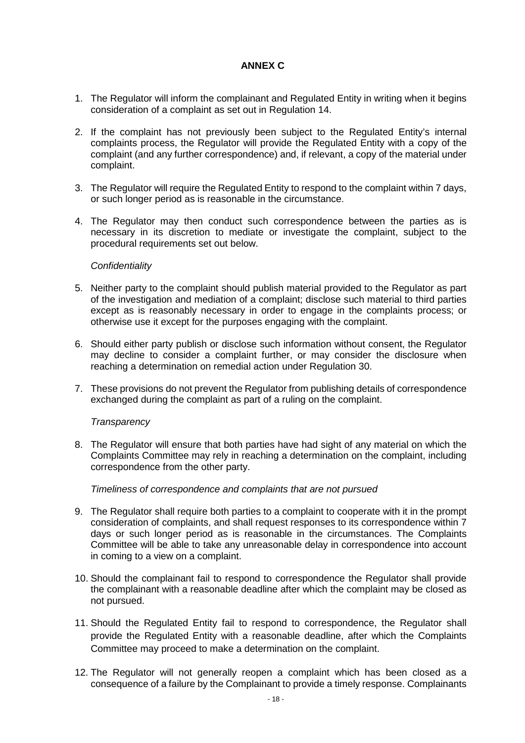**ANNEX C**

1. The Regulator will inform the complainant and Regulated Entity in writing when it begins consideration of a complaint as set out in Regulation 14.

2. If the complaint has not previously been subject to the Regulated Entity's internal complaints process, the Regulator will provide the Regulated Entity with a copy of the complaint (and any further correspondence) and, if relevant, a copy of the material under complaint.

3. The Regulator will require the Regulated Entity to respond to the complaint within 7 days, or such longer period as is reasonable in the circumstance.

4. The Regulator may then conduct such correspondence between the parties as is necessary in its discretion to mediate or investigate the complaint, subject to the procedural requirements set out below.

*Confidentiality*

5. Neither party to the complaint should publish material provided to the Regulator as part of the investigation and mediation of a complaint; disclose such material to third parties except as is reasonably necessary in order to engage in the complaints process; or otherwise use it except for the purposes engaging with the complaint.

6. Should either party publish or disclose such information without consent, the Regulator may decline to consider a complaint further, or may consider the disclosure when reaching a determination on remedial action under Regulation 30.

7. These provisions do not prevent the Regulator from publishing details of correspondence exchanged during the complaint as part of a ruling on the complaint.

*Transparency*

8. The Regulator will ensure that both parties have had sight of any material on which the Complaints Committee may rely in reaching a determination on the complaint, including correspondence from the other party.

*Timeliness of correspondence and complaints that are not pursued*

9. The Regulator shall require both parties to a complaint to cooperate with it in the prompt consideration of complaints, and shall request responses to its correspondence within 7 days or such longer period as is reasonable in the circumstances. The Complaints Committee will be able to take any unreasonable delay in correspondence into account in coming to a view on a complaint.

10. Should the complainant fail to respond to correspondence the Regulator shall provide the complainant with a reasonable deadline after which the complaint may be closed as not pursued.

11. Should the Regulated Entity fail to respond to correspondence, the Regulator shall provide the Regulated Entity with a reasonable deadline, after which the Complaints Committee may proceed to make a determination on the complaint.

12. The Regulator will not generally reopen a complaint which has been closed as a consequence of a failure by the Complainant to provide a timely response. Complainants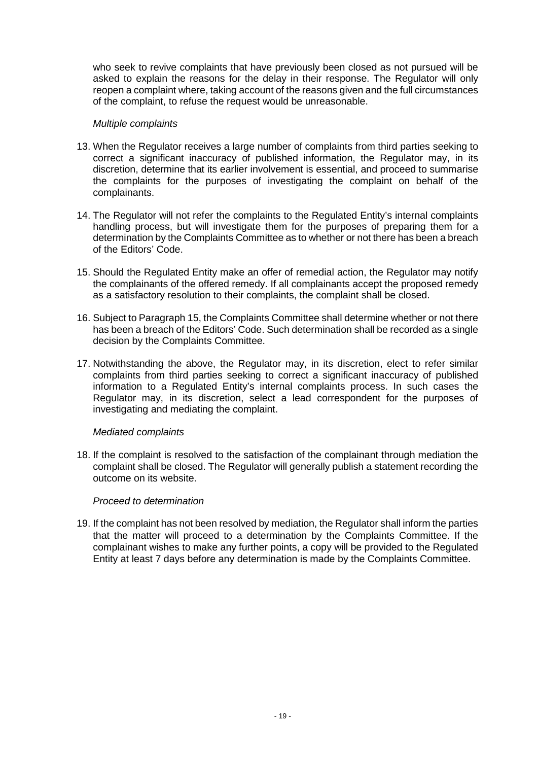who seek to revive complaints that have previously been closed as not pursued will be asked to explain the reasons for the delay in their response. The Regulator will only reopen a complaint where, taking account of the reasons given and the full circumstances of the complaint, to refuse the request would be unreasonable.

*Multiple complaints*

13. When the Regulator receives a large number of complaints from third parties seeking to correct a significant inaccuracy of published information, the Regulator may, in its discretion, determine that its earlier involvement is essential, and proceed to summarise the complaints for the purposes of investigating the complaint on behalf of the complainants.

14. The Regulator will not refer the complaints to the Regulated Entity's internal complaints handling process, but will investigate them for the purposes of preparing them for a determination by the Complaints Committee as to whether or not there has been a breach of the Editors' Code.

15. Should the Regulated Entity make an offer of remedial action, the Regulator may notify the complainants of the offered remedy. If all complainants accept the proposed remedy as a satisfactory resolution to their complaints, the complaint shall be closed.

16. Subject to Paragraph 15, the Complaints Committee shall determine whether or not there has been a breach of the Editors' Code. Such determination shall be recorded as a single decision by the Complaints Committee.

17. Notwithstanding the above, the Regulator may, in its discretion, elect to refer similar complaints from third parties seeking to correct a significant inaccuracy of published information to a Regulated Entity's internal complaints process. In such cases the Regulator may, in its discretion, select a lead correspondent for the purposes of investigating and mediating the complaint.

*Mediated complaints*

18. If the complaint is resolved to the satisfaction of the complainant through mediation the complaint shall be closed. The Regulator will generally publish a statement recording the outcome on its website.

*Proceed to determination*

19. If the complaint has not been resolved by mediation, the Regulator shall inform the parties that the matter will proceed to a determination by the Complaints Committee. If the complainant wishes to make any further points, a copy will be provided to the Regulated Entity at least 7 days before any determination is made by the Complaints Committee.